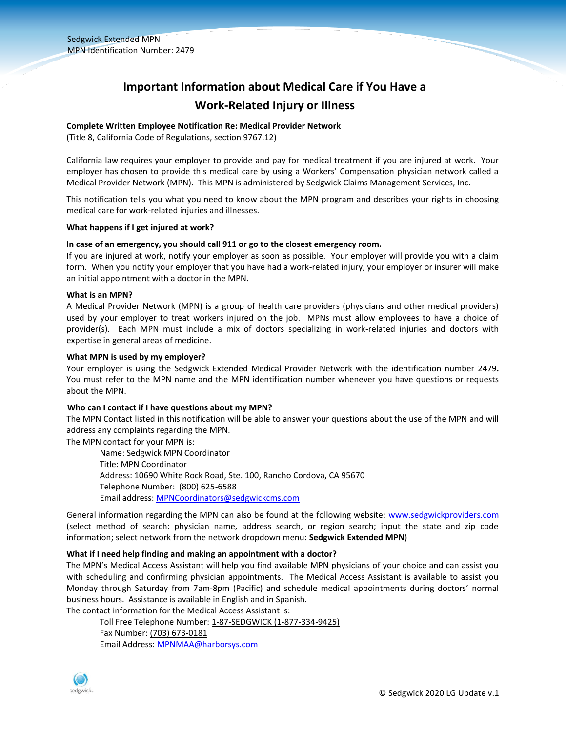Sedgwick Extended MPN
MPN Identification Number: 2479

# Important Information about Medical Care if You Have a Work-Related Injury or Illness

**Complete Written Employee Notification Re: Medical Provider Network**
(Title 8, California Code of Regulations, section 9767.12)

California law requires your employer to provide and pay for medical treatment if you are injured at work. Your employer has chosen to provide this medical care by using a Workers' Compensation physician network called a Medical Provider Network (MPN). This MPN is administered by Sedgwick Claims Management Services, Inc.

This notification tells you what you need to know about the MPN program and describes your rights in choosing medical care for work-related injuries and illnesses.

**What happens if I get injured at work?**

**In case of an emergency, you should call 911 or go to the closest emergency room.**
If you are injured at work, notify your employer as soon as possible. Your employer will provide you with a claim form. When you notify your employer that you have had a work-related injury, your employer or insurer will make an initial appointment with a doctor in the MPN.

**What is an MPN?**
A Medical Provider Network (MPN) is a group of health care providers (physicians and other medical providers) used by your employer to treat workers injured on the job. MPNs must allow employees to have a choice of provider(s). Each MPN must include a mix of doctors specializing in work-related injuries and doctors with expertise in general areas of medicine.

**What MPN is used by my employer?**
Your employer is using the Sedgwick Extended Medical Provider Network with the identification number 2479**.** You must refer to the MPN name and the MPN identification number whenever you have questions or requests about the MPN.

**Who can I contact if I have questions about my MPN?**
The MPN Contact listed in this notification will be able to answer your questions about the use of the MPN and will address any complaints regarding the MPN.
The MPN contact for your MPN is:

Name: Sedgwick MPN Coordinator
Title: MPN Coordinator
Address: 10690 White Rock Road, Ste. 100, Rancho Cordova, CA 95670
Telephone Number: (800) 625-6588
Email address: MPNCoordinators@sedgwickcms.com

General information regarding the MPN can also be found at the following website: www.sedgwickproviders.com (select method of search: physician name, address search, or region search; input the state and zip code information; select network from the network dropdown menu: **Sedgwick Extended MPN**)

**What if I need help finding and making an appointment with a doctor?**
The MPN's Medical Access Assistant will help you find available MPN physicians of your choice and can assist you with scheduling and confirming physician appointments. The Medical Access Assistant is available to assist you Monday through Saturday from 7am-8pm (Pacific) and schedule medical appointments during doctors' normal business hours. Assistance is available in English and in Spanish.
The contact information for the Medical Access Assistant is:

Toll Free Telephone Number: 1-87-SEDGWICK (1-877-334-9425)
Fax Number: (703) 673-0181
Email Address: MPNMAA@harborsys.com

© Sedgwick 2020 LG Update v.1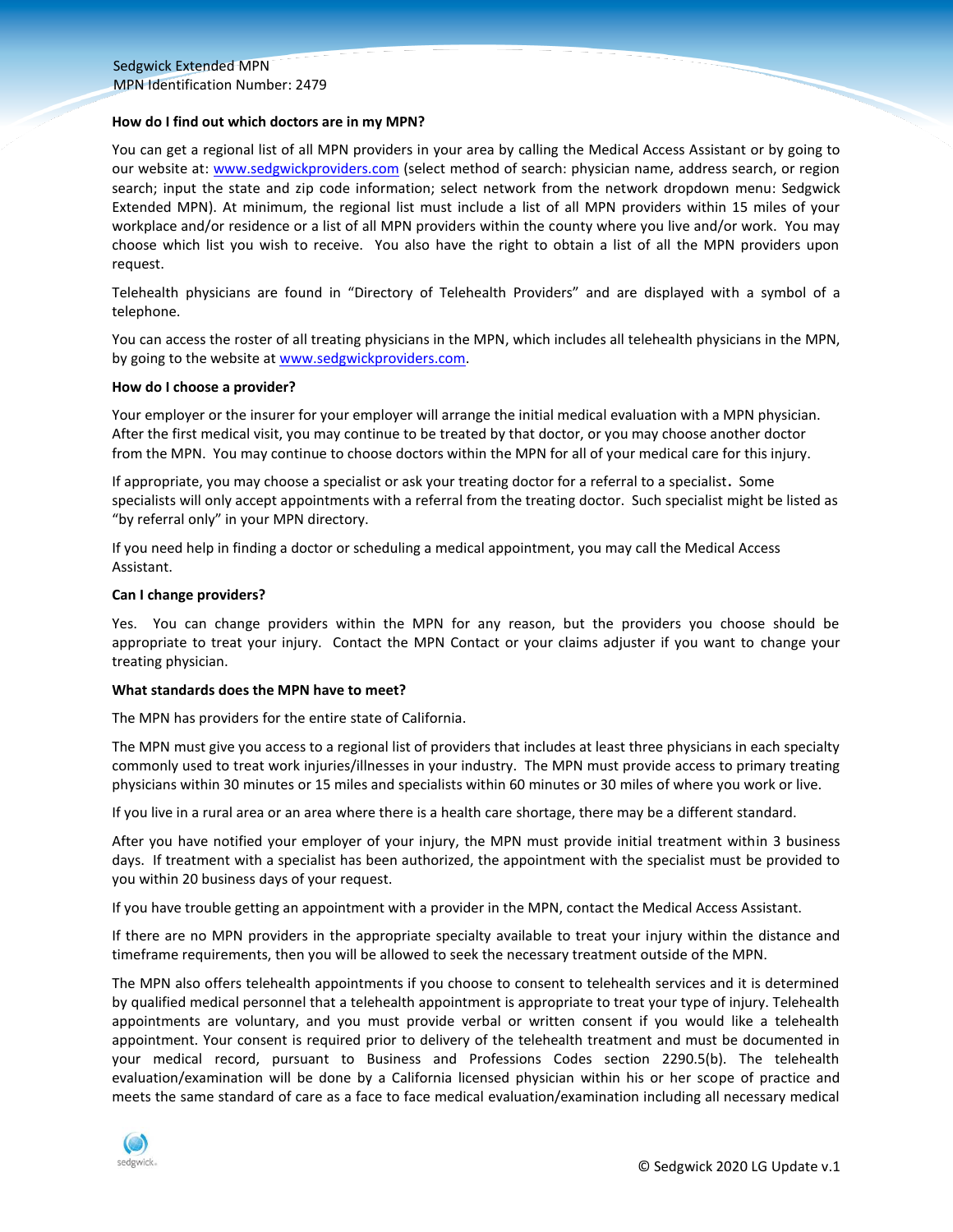**How do I find out which doctors are in my MPN?**

You can get a regional list of all MPN providers in your area by calling the Medical Access Assistant or by going to our website at: www.sedgwickproviders.com (select method of search: physician name, address search, or region search; input the state and zip code information; select network from the network dropdown menu: Sedgwick Extended MPN). At minimum, the regional list must include a list of all MPN providers within 15 miles of your workplace and/or residence or a list of all MPN providers within the county where you live and/or work. You may choose which list you wish to receive. You also have the right to obtain a list of all the MPN providers upon request.

Telehealth physicians are found in "Directory of Telehealth Providers" and are displayed with a symbol of a telephone.

You can access the roster of all treating physicians in the MPN, which includes all telehealth physicians in the MPN, by going to the website at www.sedgwickproviders.com.

**How do I choose a provider?**

Your employer or the insurer for your employer will arrange the initial medical evaluation with a MPN physician. After the first medical visit, you may continue to be treated by that doctor, or you may choose another doctor from the MPN. You may continue to choose doctors within the MPN for all of your medical care for this injury.

If appropriate, you may choose a specialist or ask your treating doctor for a referral to a specialist. Some specialists will only accept appointments with a referral from the treating doctor. Such specialist might be listed as "by referral only" in your MPN directory.

If you need help in finding a doctor or scheduling a medical appointment, you may call the Medical Access Assistant.

**Can I change providers?**

Yes. You can change providers within the MPN for any reason, but the providers you choose should be appropriate to treat your injury. Contact the MPN Contact or your claims adjuster if you want to change your treating physician.

**What standards does the MPN have to meet?**

The MPN has providers for the entire state of California.

The MPN must give you access to a regional list of providers that includes at least three physicians in each specialty commonly used to treat work injuries/illnesses in your industry. The MPN must provide access to primary treating physicians within 30 minutes or 15 miles and specialists within 60 minutes or 30 miles of where you work or live.

If you live in a rural area or an area where there is a health care shortage, there may be a different standard.

After you have notified your employer of your injury, the MPN must provide initial treatment within 3 business days. If treatment with a specialist has been authorized, the appointment with the specialist must be provided to you within 20 business days of your request.

If you have trouble getting an appointment with a provider in the MPN, contact the Medical Access Assistant.

If there are no MPN providers in the appropriate specialty available to treat your injury within the distance and timeframe requirements, then you will be allowed to seek the necessary treatment outside of the MPN.

The MPN also offers telehealth appointments if you choose to consent to telehealth services and it is determined by qualified medical personnel that a telehealth appointment is appropriate to treat your type of injury. Telehealth appointments are voluntary, and you must provide verbal or written consent if you would like a telehealth appointment. Your consent is required prior to delivery of the telehealth treatment and must be documented in your medical record, pursuant to Business and Professions Codes section 2290.5(b). The telehealth evaluation/examination will be done by a California licensed physician within his or her scope of practice and meets the same standard of care as a face to face medical evaluation/examination including all necessary medical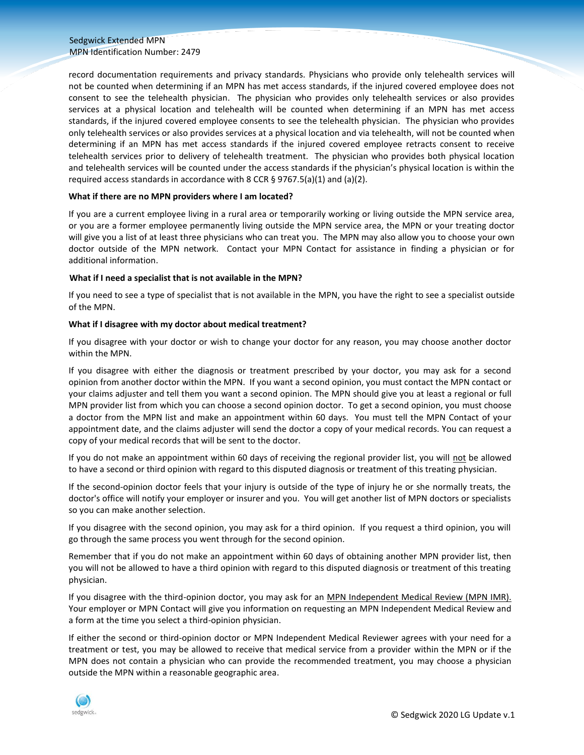record documentation requirements and privacy standards. Physicians who provide only telehealth services will not be counted when determining if an MPN has met access standards, if the injured covered employee does not consent to see the telehealth physician. The physician who provides only telehealth services or also provides services at a physical location and telehealth will be counted when determining if an MPN has met access standards, if the injured covered employee consents to see the telehealth physician. The physician who provides only telehealth services or also provides services at a physical location and via telehealth, will not be counted when determining if an MPN has met access standards if the injured covered employee retracts consent to receive telehealth services prior to delivery of telehealth treatment. The physician who provides both physical location and telehealth services will be counted under the access standards if the physician's physical location is within the required access standards in accordance with 8 CCR § 9767.5(a)(1) and (a)(2).

**What if there are no MPN providers where I am located?**

If you are a current employee living in a rural area or temporarily working or living outside the MPN service area, or you are a former employee permanently living outside the MPN service area, the MPN or your treating doctor will give you a list of at least three physicians who can treat you. The MPN may also allow you to choose your own doctor outside of the MPN network. Contact your MPN Contact for assistance in finding a physician or for additional information.

**What if I need a specialist that is not available in the MPN?**

If you need to see a type of specialist that is not available in the MPN, you have the right to see a specialist outside of the MPN.

**What if I disagree with my doctor about medical treatment?**

If you disagree with your doctor or wish to change your doctor for any reason, you may choose another doctor within the MPN.

If you disagree with either the diagnosis or treatment prescribed by your doctor, you may ask for a second opinion from another doctor within the MPN. If you want a second opinion, you must contact the MPN contact or your claims adjuster and tell them you want a second opinion. The MPN should give you at least a regional or full MPN provider list from which you can choose a second opinion doctor. To get a second opinion, you must choose a doctor from the MPN list and make an appointment within 60 days. You must tell the MPN Contact of your appointment date, and the claims adjuster will send the doctor a copy of your medical records. You can request a copy of your medical records that will be sent to the doctor.

If you do not make an appointment within 60 days of receiving the regional provider list, you will not be allowed to have a second or third opinion with regard to this disputed diagnosis or treatment of this treating physician.

If the second-opinion doctor feels that your injury is outside of the type of injury he or she normally treats, the doctor's office will notify your employer or insurer and you. You will get another list of MPN doctors or specialists so you can make another selection.

If you disagree with the second opinion, you may ask for a third opinion. If you request a third opinion, you will go through the same process you went through for the second opinion.

Remember that if you do not make an appointment within 60 days of obtaining another MPN provider list, then you will not be allowed to have a third opinion with regard to this disputed diagnosis or treatment of this treating physician.

If you disagree with the third-opinion doctor, you may ask for an MPN Independent Medical Review (MPN IMR). Your employer or MPN Contact will give you information on requesting an MPN Independent Medical Review and a form at the time you select a third-opinion physician.

If either the second or third-opinion doctor or MPN Independent Medical Reviewer agrees with your need for a treatment or test, you may be allowed to receive that medical service from a provider within the MPN or if the MPN does not contain a physician who can provide the recommended treatment, you may choose a physician outside the MPN within a reasonable geographic area.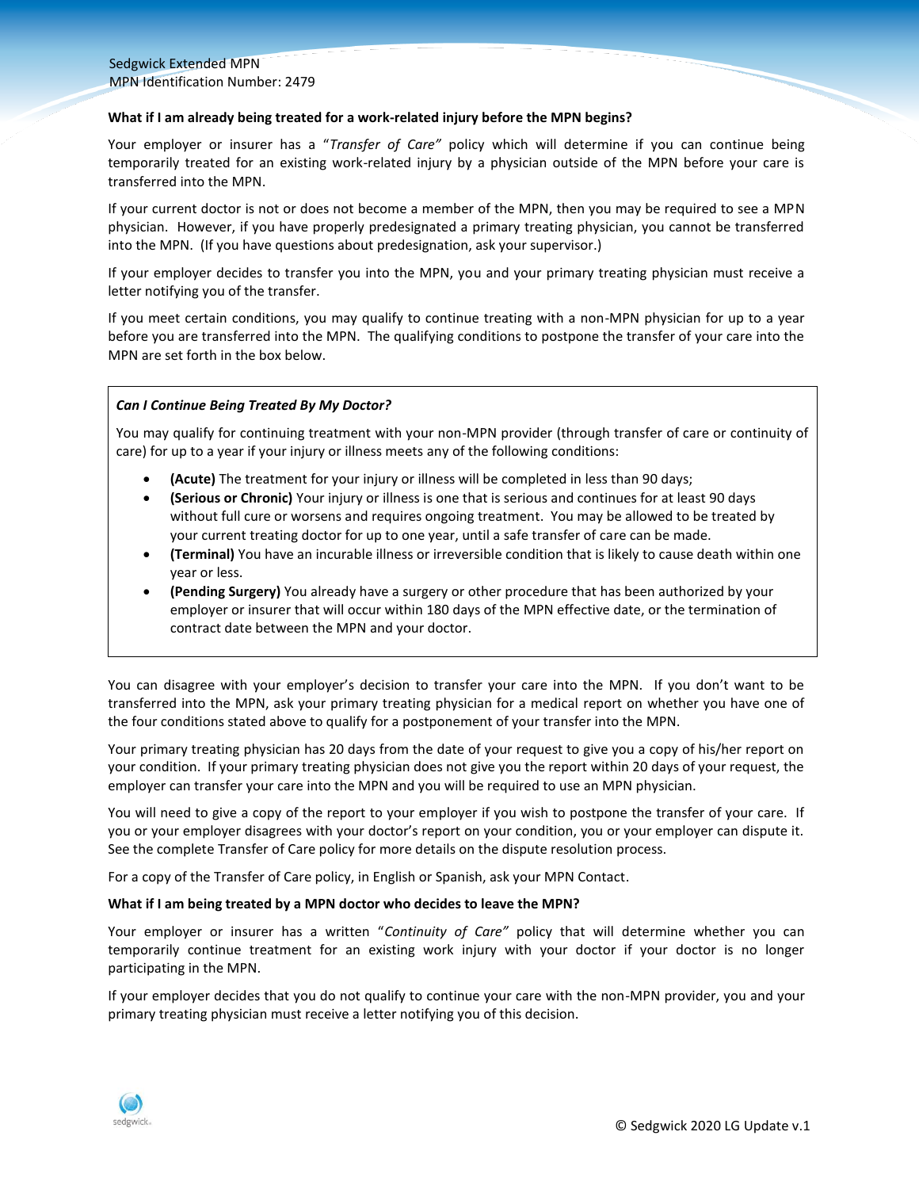**What if I am already being treated for a work-related injury before the MPN begins?**

Your employer or insurer has a "*Transfer of Care"* policy which will determine if you can continue being temporarily treated for an existing work-related injury by a physician outside of the MPN before your care is transferred into the MPN.

If your current doctor is not or does not become a member of the MPN, then you may be required to see a MPN physician. However, if you have properly predesignated a primary treating physician, you cannot be transferred into the MPN. (If you have questions about predesignation, ask your supervisor.)

If your employer decides to transfer you into the MPN, you and your primary treating physician must receive a letter notifying you of the transfer.

If you meet certain conditions, you may qualify to continue treating with a non-MPN physician for up to a year before you are transferred into the MPN. The qualifying conditions to postpone the transfer of your care into the MPN are set forth in the box below.

***Can I Continue Being Treated By My Doctor?***

You may qualify for continuing treatment with your non-MPN provider (through transfer of care or continuity of care) for up to a year if your injury or illness meets any of the following conditions:

- **(Acute)** The treatment for your injury or illness will be completed in less than 90 days;
- **(Serious or Chronic)** Your injury or illness is one that is serious and continues for at least 90 days without full cure or worsens and requires ongoing treatment. You may be allowed to be treated by your current treating doctor for up to one year, until a safe transfer of care can be made.
- **(Terminal)** You have an incurable illness or irreversible condition that is likely to cause death within one year or less.
- **(Pending Surgery)** You already have a surgery or other procedure that has been authorized by your employer or insurer that will occur within 180 days of the MPN effective date, or the termination of contract date between the MPN and your doctor.

You can disagree with your employer's decision to transfer your care into the MPN. If you don't want to be transferred into the MPN, ask your primary treating physician for a medical report on whether you have one of the four conditions stated above to qualify for a postponement of your transfer into the MPN.

Your primary treating physician has 20 days from the date of your request to give you a copy of his/her report on your condition. If your primary treating physician does not give you the report within 20 days of your request, the employer can transfer your care into the MPN and you will be required to use an MPN physician.

You will need to give a copy of the report to your employer if you wish to postpone the transfer of your care. If you or your employer disagrees with your doctor's report on your condition, you or your employer can dispute it. See the complete Transfer of Care policy for more details on the dispute resolution process.

For a copy of the Transfer of Care policy, in English or Spanish, ask your MPN Contact.

**What if I am being treated by a MPN doctor who decides to leave the MPN?**

Your employer or insurer has a written "*Continuity of Care"* policy that will determine whether you can temporarily continue treatment for an existing work injury with your doctor if your doctor is no longer participating in the MPN.

If your employer decides that you do not qualify to continue your care with the non-MPN provider, you and your primary treating physician must receive a letter notifying you of this decision.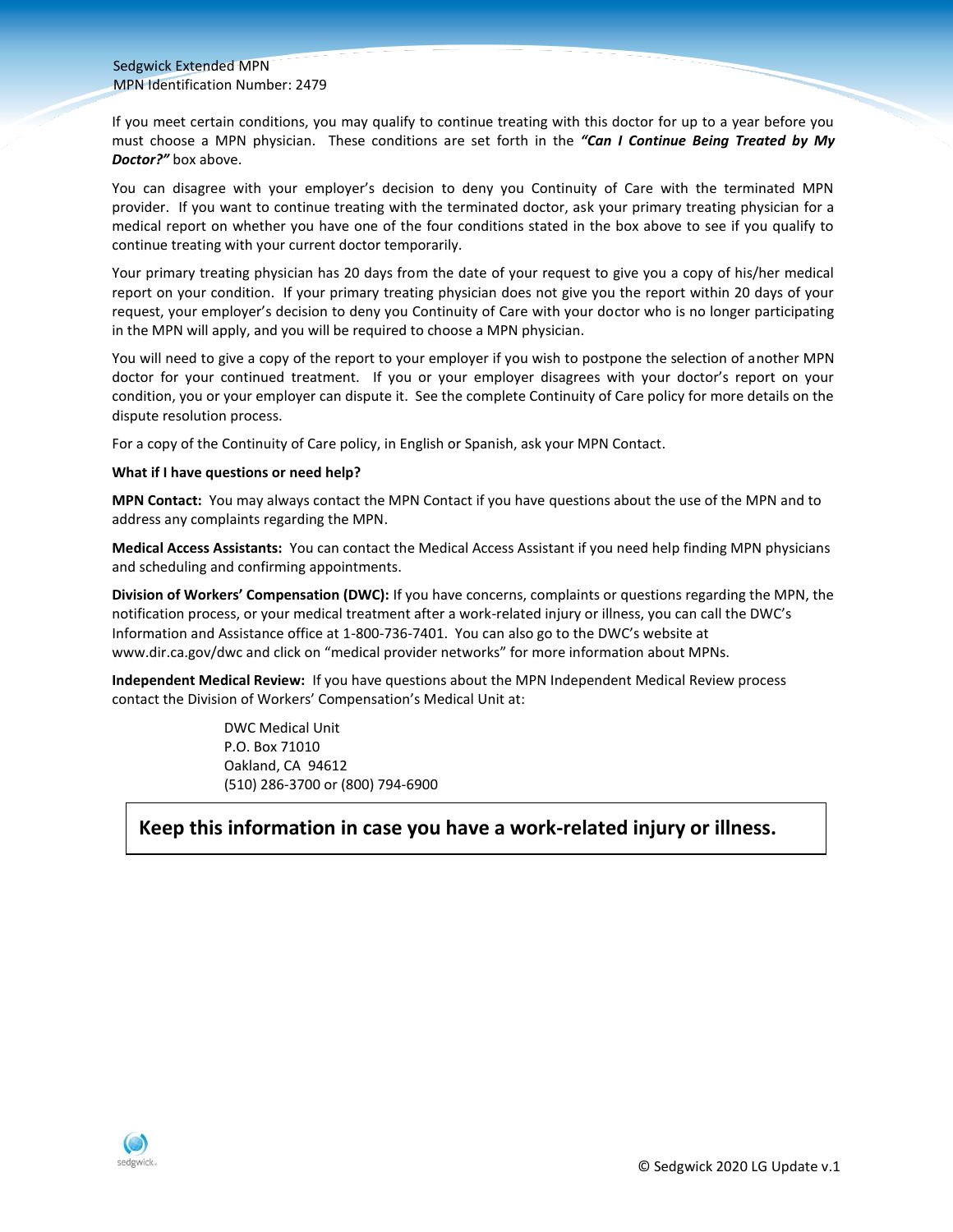If you meet certain conditions, you may qualify to continue treating with this doctor for up to a year before you must choose a MPN physician. These conditions are set forth in the ***"Can I Continue Being Treated by My Doctor?"*** box above.

You can disagree with your employer's decision to deny you Continuity of Care with the terminated MPN provider. If you want to continue treating with the terminated doctor, ask your primary treating physician for a medical report on whether you have one of the four conditions stated in the box above to see if you qualify to continue treating with your current doctor temporarily.

Your primary treating physician has 20 days from the date of your request to give you a copy of his/her medical report on your condition. If your primary treating physician does not give you the report within 20 days of your request, your employer's decision to deny you Continuity of Care with your doctor who is no longer participating in the MPN will apply, and you will be required to choose a MPN physician.

You will need to give a copy of the report to your employer if you wish to postpone the selection of another MPN doctor for your continued treatment. If you or your employer disagrees with your doctor's report on your condition, you or your employer can dispute it. See the complete Continuity of Care policy for more details on the dispute resolution process.

For a copy of the Continuity of Care policy, in English or Spanish, ask your MPN Contact.

**What if I have questions or need help?**

**MPN Contact:** You may always contact the MPN Contact if you have questions about the use of the MPN and to address any complaints regarding the MPN.

**Medical Access Assistants:** You can contact the Medical Access Assistant if you need help finding MPN physicians and scheduling and confirming appointments.

**Division of Workers' Compensation (DWC):** If you have concerns, complaints or questions regarding the MPN, the notification process, or your medical treatment after a work-related injury or illness, you can call the DWC's Information and Assistance office at 1-800-736-7401. You can also go to the DWC's website at www.dir.ca.gov/dwc and click on "medical provider networks" for more information about MPNs.

**Independent Medical Review:** If you have questions about the MPN Independent Medical Review process contact the Division of Workers' Compensation's Medical Unit at:

DWC Medical Unit
P.O. Box 71010
Oakland, CA 94612
(510) 286-3700 or (800) 794-6900

**Keep this information in case you have a work-related injury or illness.**